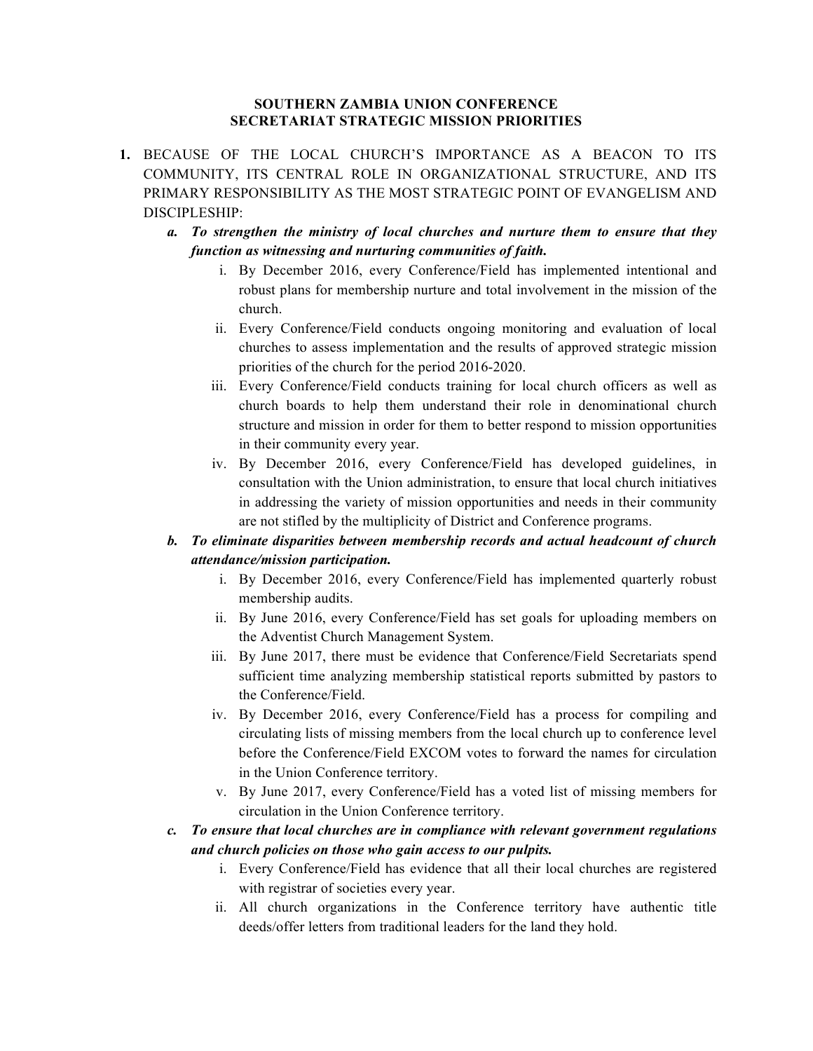**SOUTHERN ZAMBIA UNION CONFERENCE**
**SECRETARIAT STRATEGIC MISSION PRIORITIES**

1. BECAUSE OF THE LOCAL CHURCH'S IMPORTANCE AS A BEACON TO ITS COMMUNITY, ITS CENTRAL ROLE IN ORGANIZATIONAL STRUCTURE, AND ITS PRIMARY RESPONSIBILITY AS THE MOST STRATEGIC POINT OF EVANGELISM AND DISCIPLESHIP:
   a. ***To strengthen the ministry of local churches and nurture them to ensure that they function as witnessing and nurturing communities of faith.***
      i. By December 2016, every Conference/Field has implemented intentional and robust plans for membership nurture and total involvement in the mission of the church.
      ii. Every Conference/Field conducts ongoing monitoring and evaluation of local churches to assess implementation and the results of approved strategic mission priorities of the church for the period 2016-2020.
      iii. Every Conference/Field conducts training for local church officers as well as church boards to help them understand their role in denominational church structure and mission in order for them to better respond to mission opportunities in their community every year.
      iv. By December 2016, every Conference/Field has developed guidelines, in consultation with the Union administration, to ensure that local church initiatives in addressing the variety of mission opportunities and needs in their community are not stifled by the multiplicity of District and Conference programs.
   b. ***To eliminate disparities between membership records and actual headcount of church attendance/mission participation.***
      i. By December 2016, every Conference/Field has implemented quarterly robust membership audits.
      ii. By June 2016, every Conference/Field has set goals for uploading members on the Adventist Church Management System.
      iii. By June 2017, there must be evidence that Conference/Field Secretariats spend sufficient time analyzing membership statistical reports submitted by pastors to the Conference/Field.
      iv. By December 2016, every Conference/Field has a process for compiling and circulating lists of missing members from the local church up to conference level before the Conference/Field EXCOM votes to forward the names for circulation in the Union Conference territory.
      v. By June 2017, every Conference/Field has a voted list of missing members for circulation in the Union Conference territory.
   c. ***To ensure that local churches are in compliance with relevant government regulations and church policies on those who gain access to our pulpits.***
      i. Every Conference/Field has evidence that all their local churches are registered with registrar of societies every year.
      ii. All church organizations in the Conference territory have authentic title deeds/offer letters from traditional leaders for the land they hold.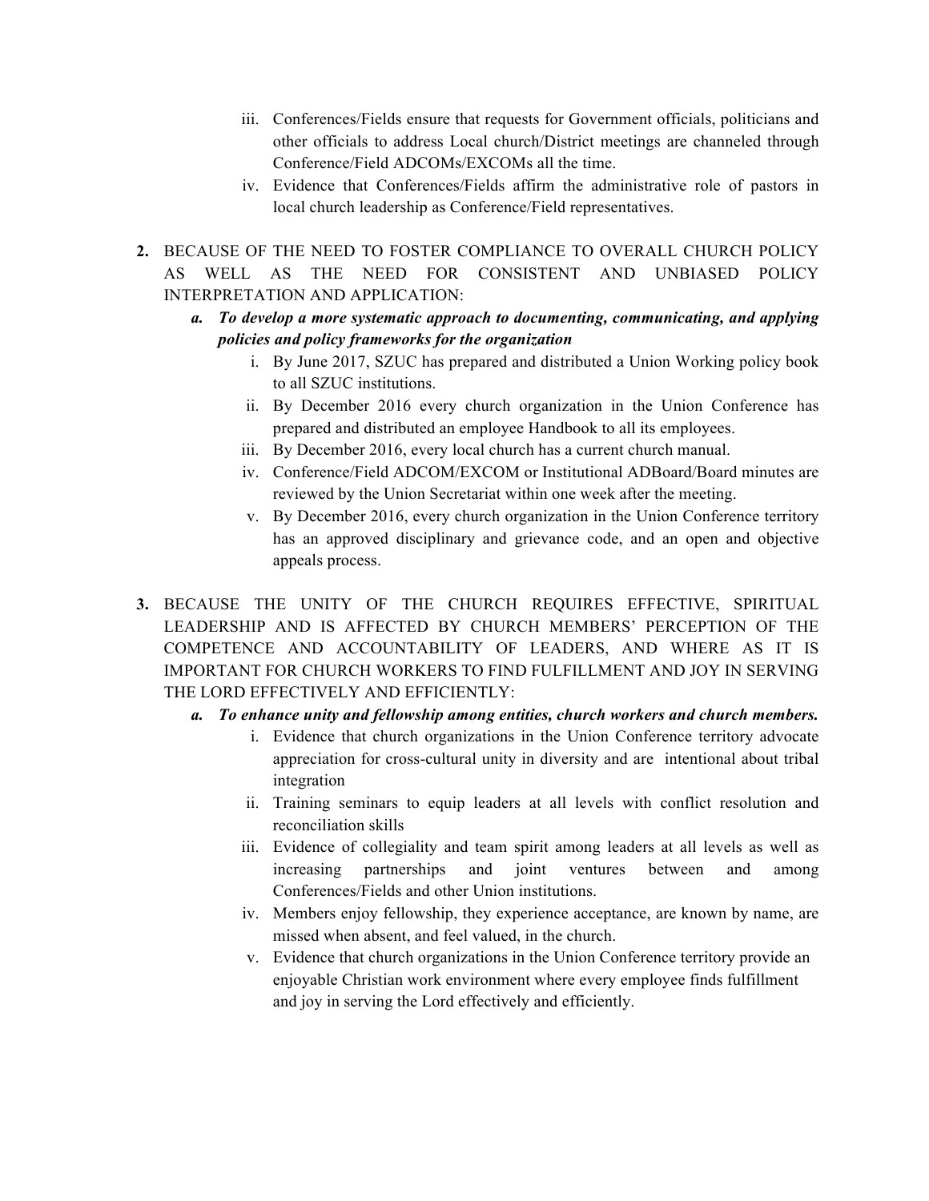iii. Conferences/Fields ensure that requests for Government officials, politicians and other officials to address Local church/District meetings are channeled through Conference/Field ADCOMs/EXCOMs all the time.
   iv. Evidence that Conferences/Fields affirm the administrative role of pastors in local church leadership as Conference/Field representatives.

2. BECAUSE OF THE NEED TO FOSTER COMPLIANCE TO OVERALL CHURCH POLICY AS WELL AS THE NEED FOR CONSISTENT AND UNBIASED POLICY INTERPRETATION AND APPLICATION:
   a. ***To develop a more systematic approach to documenting, communicating, and applying policies and policy frameworks for the organization***
      i. By June 2017, SZUC has prepared and distributed a Union Working policy book to all SZUC institutions.
      ii. By December 2016 every church organization in the Union Conference has prepared and distributed an employee Handbook to all its employees.
      iii. By December 2016, every local church has a current church manual.
      iv. Conference/Field ADCOM/EXCOM or Institutional ADBoard/Board minutes are reviewed by the Union Secretariat within one week after the meeting.
      v. By December 2016, every church organization in the Union Conference territory has an approved disciplinary and grievance code, and an open and objective appeals process.

3. BECAUSE THE UNITY OF THE CHURCH REQUIRES EFFECTIVE, SPIRITUAL LEADERSHIP AND IS AFFECTED BY CHURCH MEMBERS' PERCEPTION OF THE COMPETENCE AND ACCOUNTABILITY OF LEADERS, AND WHERE AS IT IS IMPORTANT FOR CHURCH WORKERS TO FIND FULFILLMENT AND JOY IN SERVING THE LORD EFFECTIVELY AND EFFICIENTLY:
   a. ***To enhance unity and fellowship among entities, church workers and church members.***
      i. Evidence that church organizations in the Union Conference territory advocate appreciation for cross-cultural unity in diversity and are intentional about tribal integration
      ii. Training seminars to equip leaders at all levels with conflict resolution and reconciliation skills
      iii. Evidence of collegiality and team spirit among leaders at all levels as well as increasing partnerships and joint ventures between and among Conferences/Fields and other Union institutions.
      iv. Members enjoy fellowship, they experience acceptance, are known by name, are missed when absent, and feel valued, in the church.
      v. Evidence that church organizations in the Union Conference territory provide an enjoyable Christian work environment where every employee finds fulfillment and joy in serving the Lord effectively and efficiently.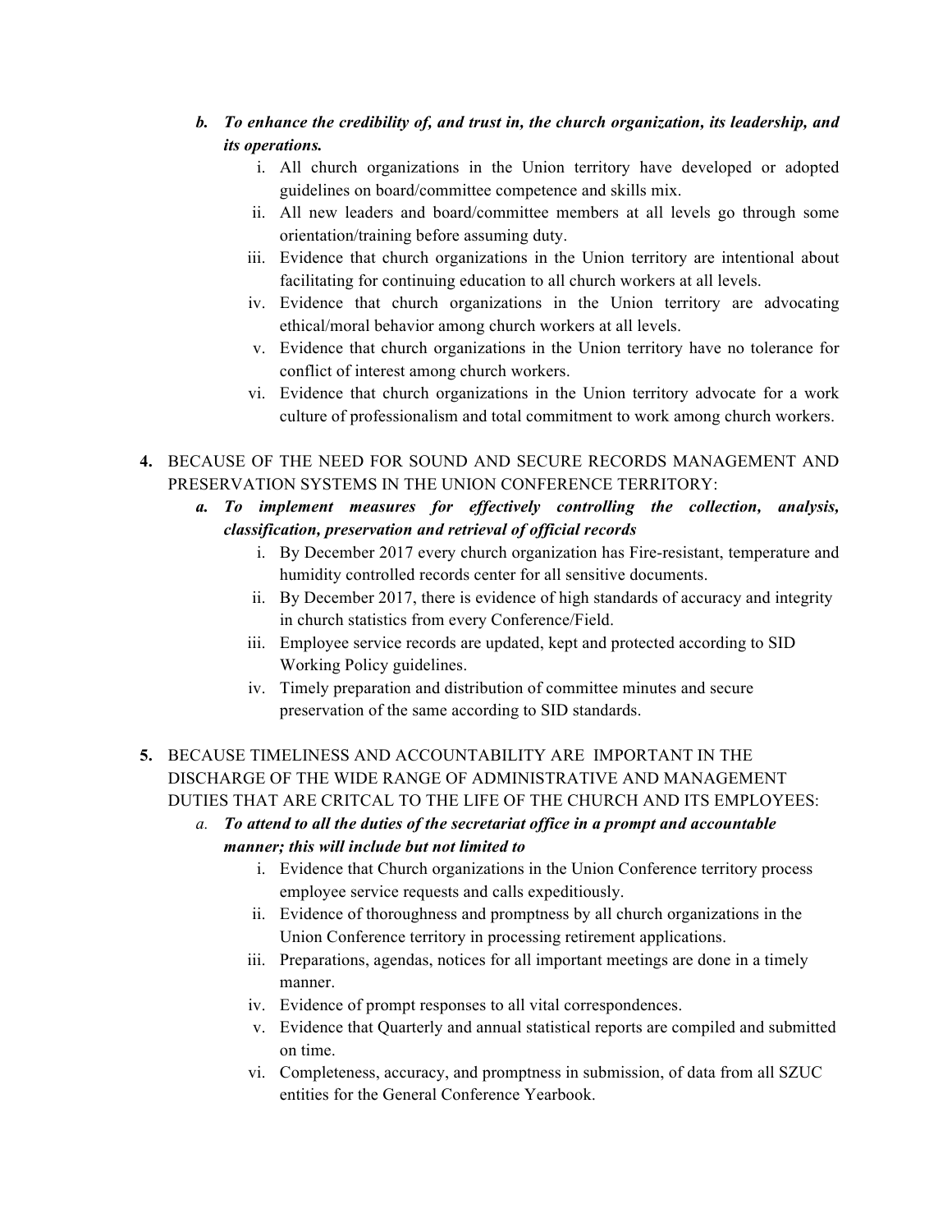b. ***To enhance the credibility of, and trust in, the church organization, its leadership, and its operations.***
   i. All church organizations in the Union territory have developed or adopted guidelines on board/committee competence and skills mix.
   ii. All new leaders and board/committee members at all levels go through some orientation/training before assuming duty.
   iii. Evidence that church organizations in the Union territory are intentional about facilitating for continuing education to all church workers at all levels.
   iv. Evidence that church organizations in the Union territory are advocating ethical/moral behavior among church workers at all levels.
   v. Evidence that church organizations in the Union territory have no tolerance for conflict of interest among church workers.
   vi. Evidence that church organizations in the Union territory advocate for a work culture of professionalism and total commitment to work among church workers.

**4.** BECAUSE OF THE NEED FOR SOUND AND SECURE RECORDS MANAGEMENT AND PRESERVATION SYSTEMS IN THE UNION CONFERENCE TERRITORY:

a. ***To implement measures for effectively controlling the collection, analysis, classification, preservation and retrieval of official records***
   i. By December 2017 every church organization has Fire-resistant, temperature and humidity controlled records center for all sensitive documents.
   ii. By December 2017, there is evidence of high standards of accuracy and integrity in church statistics from every Conference/Field.
   iii. Employee service records are updated, kept and protected according to SID Working Policy guidelines.
   iv. Timely preparation and distribution of committee minutes and secure preservation of the same according to SID standards.

**5.** BECAUSE TIMELINESS AND ACCOUNTABILITY ARE IMPORTANT IN THE DISCHARGE OF THE WIDE RANGE OF ADMINISTRATIVE AND MANAGEMENT DUTIES THAT ARE CRITCAL TO THE LIFE OF THE CHURCH AND ITS EMPLOYEES:

a. ***To attend to all the duties of the secretariat office in a prompt and accountable manner; this will include but not limited to***
   i. Evidence that Church organizations in the Union Conference territory process employee service requests and calls expeditiously.
   ii. Evidence of thoroughness and promptness by all church organizations in the Union Conference territory in processing retirement applications.
   iii. Preparations, agendas, notices for all important meetings are done in a timely manner.
   iv. Evidence of prompt responses to all vital correspondences.
   v. Evidence that Quarterly and annual statistical reports are compiled and submitted on time.
   vi. Completeness, accuracy, and promptness in submission, of data from all SZUC entities for the General Conference Yearbook.